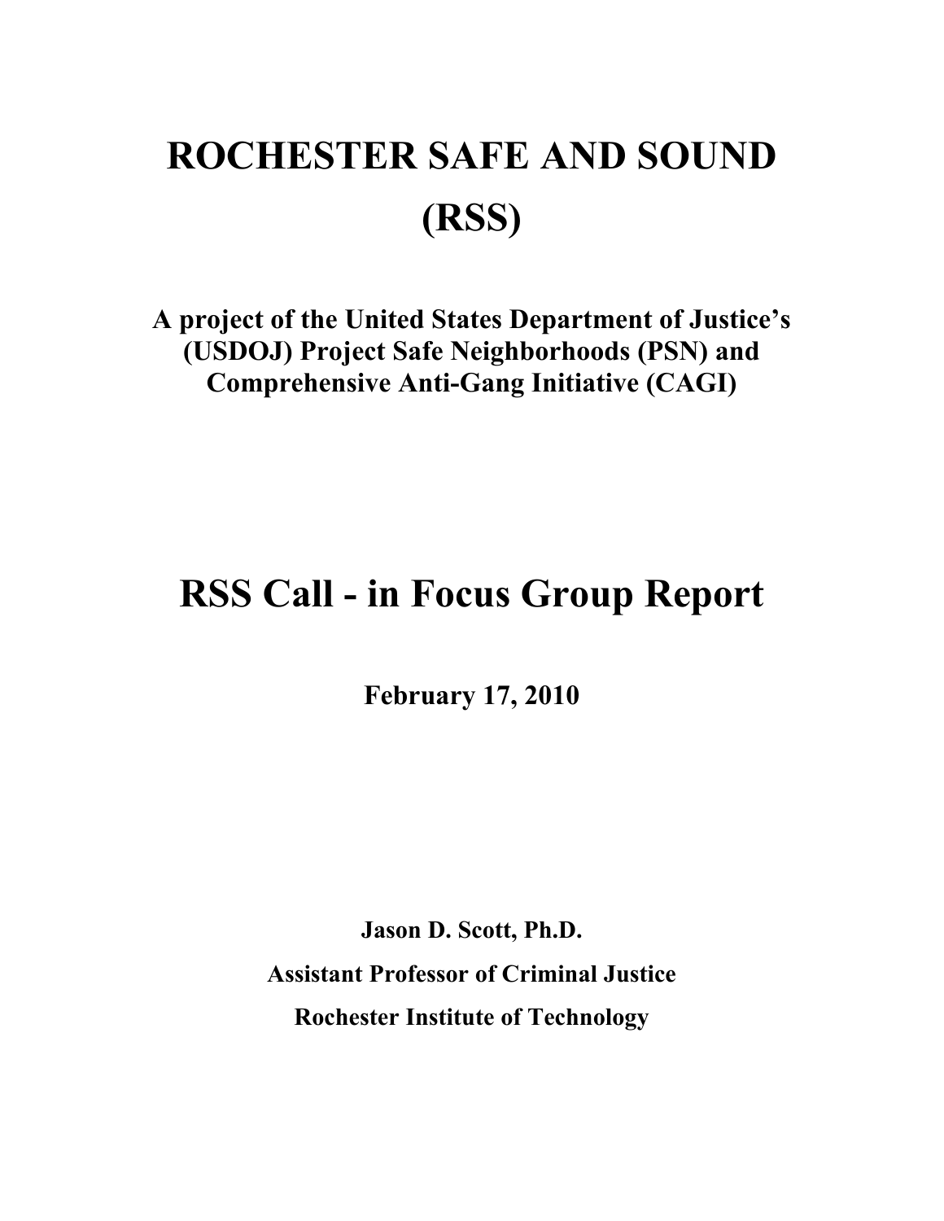# ROCHESTER SAFE AND SOUND (RSS)

**A project of the United States Department of Justice's (USDOJ) Project Safe Neighborhoods (PSN) and Comprehensive Anti-Gang Initiative (CAGI)**

# RSS Call - in Focus Group Report

**February 17, 2010**

**Jason D. Scott, Ph.D.**

**Assistant Professor of Criminal Justice**

**Rochester Institute of Technology**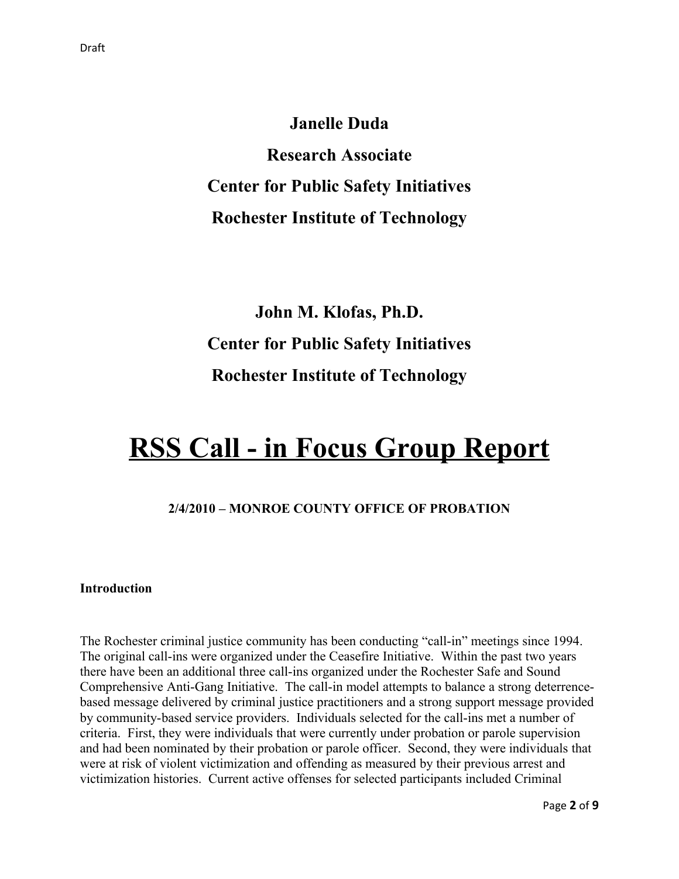**Janelle Duda**

**Research Associate**

**Center for Public Safety Initiatives**

**Rochester Institute of Technology**

**John M. Klofas, Ph.D.**

**Center for Public Safety Initiatives**

**Rochester Institute of Technology**

# RSS Call - in Focus Group Report

**2/4/2010 – MONROE COUNTY OFFICE OF PROBATION**

**Introduction**

The Rochester criminal justice community has been conducting "call-in" meetings since 1994. The original call-ins were organized under the Ceasefire Initiative. Within the past two years there have been an additional three call-ins organized under the Rochester Safe and Sound Comprehensive Anti-Gang Initiative. The call-in model attempts to balance a strong deterrence-based message delivered by criminal justice practitioners and a strong support message provided by community-based service providers. Individuals selected for the call-ins met a number of criteria. First, they were individuals that were currently under probation or parole supervision and had been nominated by their probation or parole officer. Second, they were individuals that were at risk of violent victimization and offending as measured by their previous arrest and victimization histories. Current active offenses for selected participants included Criminal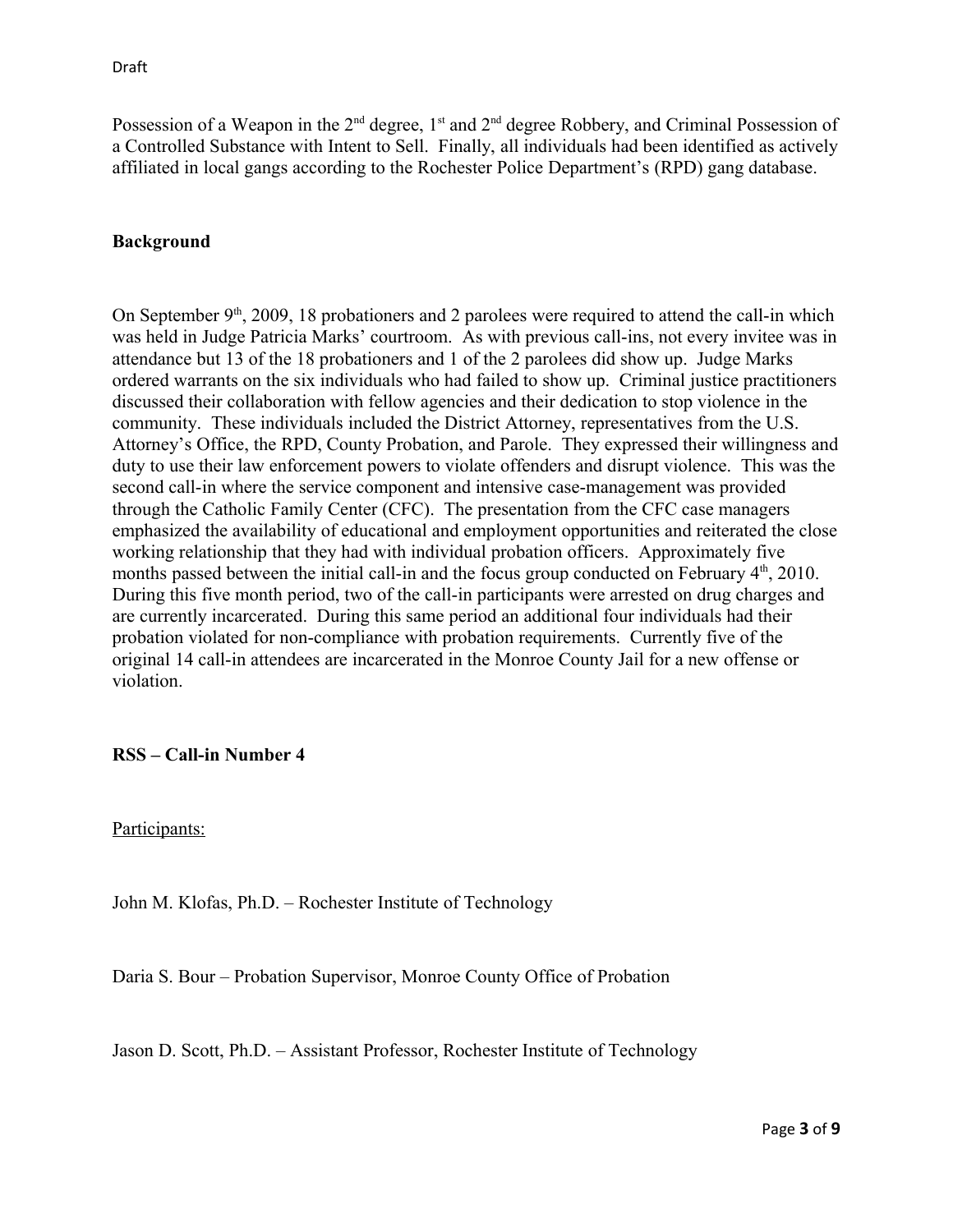Possession of a Weapon in the 2nd degree, 1st and 2nd degree Robbery, and Criminal Possession of a Controlled Substance with Intent to Sell. Finally, all individuals had been identified as actively affiliated in local gangs according to the Rochester Police Department's (RPD) gang database.

**Background**

On September 9th, 2009, 18 probationers and 2 parolees were required to attend the call-in which was held in Judge Patricia Marks' courtroom. As with previous call-ins, not every invitee was in attendance but 13 of the 18 probationers and 1 of the 2 parolees did show up. Judge Marks ordered warrants on the six individuals who had failed to show up. Criminal justice practitioners discussed their collaboration with fellow agencies and their dedication to stop violence in the community. These individuals included the District Attorney, representatives from the U.S. Attorney's Office, the RPD, County Probation, and Parole. They expressed their willingness and duty to use their law enforcement powers to violate offenders and disrupt violence. This was the second call-in where the service component and intensive case-management was provided through the Catholic Family Center (CFC). The presentation from the CFC case managers emphasized the availability of educational and employment opportunities and reiterated the close working relationship that they had with individual probation officers. Approximately five months passed between the initial call-in and the focus group conducted on February 4th, 2010. During this five month period, two of the call-in participants were arrested on drug charges and are currently incarcerated. During this same period an additional four individuals had their probation violated for non-compliance with probation requirements. Currently five of the original 14 call-in attendees are incarcerated in the Monroe County Jail for a new offense or violation.

**RSS – Call-in Number 4**

Participants:

John M. Klofas, Ph.D. – Rochester Institute of Technology

Daria S. Bour – Probation Supervisor, Monroe County Office of Probation

Jason D. Scott, Ph.D. – Assistant Professor, Rochester Institute of Technology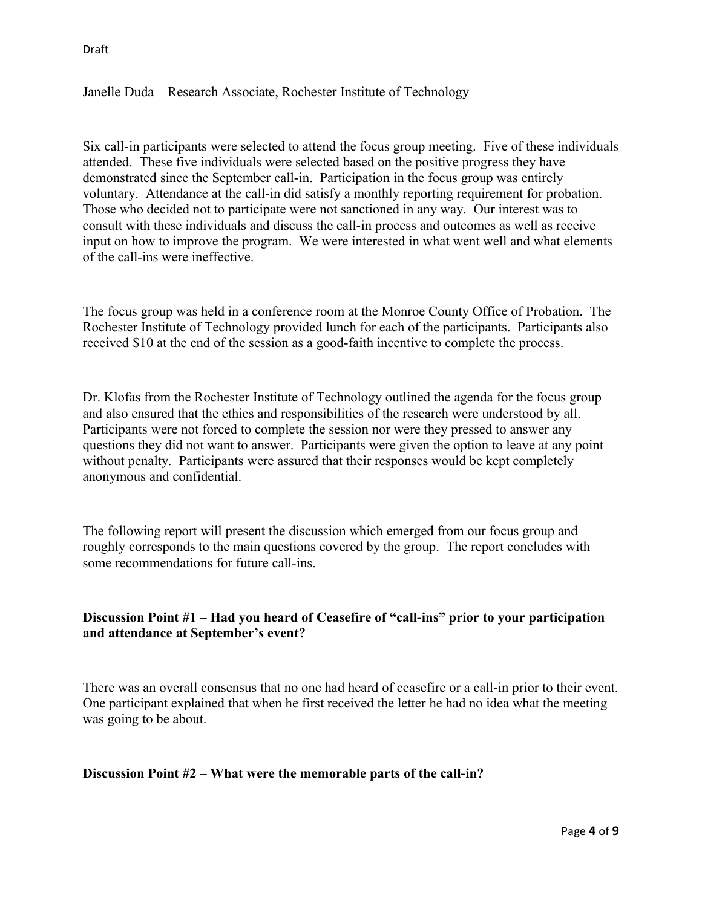Draft

Janelle Duda – Research Associate, Rochester Institute of Technology

Six call-in participants were selected to attend the focus group meeting. Five of these individuals attended. These five individuals were selected based on the positive progress they have demonstrated since the September call-in. Participation in the focus group was entirely voluntary. Attendance at the call-in did satisfy a monthly reporting requirement for probation. Those who decided not to participate were not sanctioned in any way. Our interest was to consult with these individuals and discuss the call-in process and outcomes as well as receive input on how to improve the program. We were interested in what went well and what elements of the call-ins were ineffective.

The focus group was held in a conference room at the Monroe County Office of Probation. The Rochester Institute of Technology provided lunch for each of the participants. Participants also received $10 at the end of the session as a good-faith incentive to complete the process.

Dr. Klofas from the Rochester Institute of Technology outlined the agenda for the focus group and also ensured that the ethics and responsibilities of the research were understood by all. Participants were not forced to complete the session nor were they pressed to answer any questions they did not want to answer. Participants were given the option to leave at any point without penalty. Participants were assured that their responses would be kept completely anonymous and confidential.

The following report will present the discussion which emerged from our focus group and roughly corresponds to the main questions covered by the group. The report concludes with some recommendations for future call-ins.

**Discussion Point #1 – Had you heard of Ceasefire of "call-ins" prior to your participation and attendance at September's event?**

There was an overall consensus that no one had heard of ceasefire or a call-in prior to their event. One participant explained that when he first received the letter he had no idea what the meeting was going to be about.

**Discussion Point #2 – What were the memorable parts of the call-in?**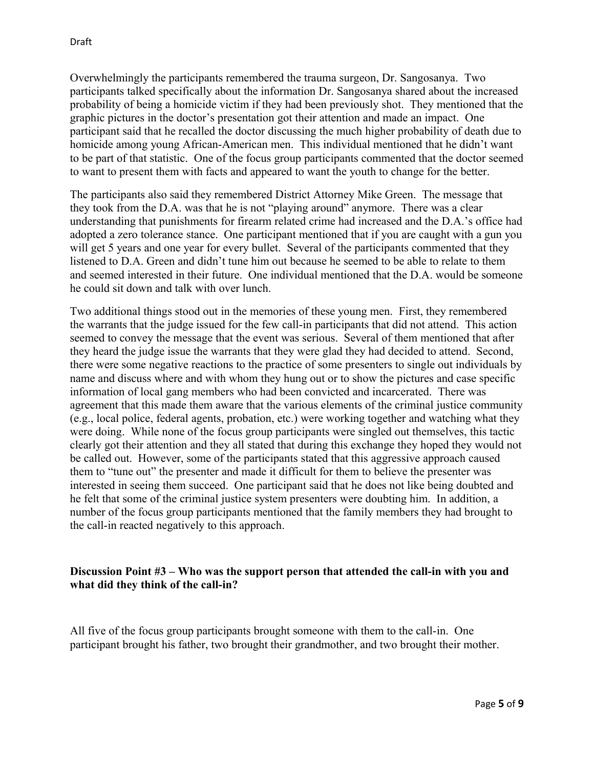Overwhelmingly the participants remembered the trauma surgeon, Dr. Sangosanya. Two participants talked specifically about the information Dr. Sangosanya shared about the increased probability of being a homicide victim if they had been previously shot. They mentioned that the graphic pictures in the doctor's presentation got their attention and made an impact. One participant said that he recalled the doctor discussing the much higher probability of death due to homicide among young African-American men. This individual mentioned that he didn't want to be part of that statistic. One of the focus group participants commented that the doctor seemed to want to present them with facts and appeared to want the youth to change for the better.

The participants also said they remembered District Attorney Mike Green. The message that they took from the D.A. was that he is not "playing around" anymore. There was a clear understanding that punishments for firearm related crime had increased and the D.A.'s office had adopted a zero tolerance stance. One participant mentioned that if you are caught with a gun you will get 5 years and one year for every bullet. Several of the participants commented that they listened to D.A. Green and didn't tune him out because he seemed to be able to relate to them and seemed interested in their future. One individual mentioned that the D.A. would be someone he could sit down and talk with over lunch.

Two additional things stood out in the memories of these young men. First, they remembered the warrants that the judge issued for the few call-in participants that did not attend. This action seemed to convey the message that the event was serious. Several of them mentioned that after they heard the judge issue the warrants that they were glad they had decided to attend. Second, there were some negative reactions to the practice of some presenters to single out individuals by name and discuss where and with whom they hung out or to show the pictures and case specific information of local gang members who had been convicted and incarcerated. There was agreement that this made them aware that the various elements of the criminal justice community (e.g., local police, federal agents, probation, etc.) were working together and watching what they were doing. While none of the focus group participants were singled out themselves, this tactic clearly got their attention and they all stated that during this exchange they hoped they would not be called out. However, some of the participants stated that this aggressive approach caused them to "tune out" the presenter and made it difficult for them to believe the presenter was interested in seeing them succeed. One participant said that he does not like being doubted and he felt that some of the criminal justice system presenters were doubting him. In addition, a number of the focus group participants mentioned that the family members they had brought to the call-in reacted negatively to this approach.

**Discussion Point #3 – Who was the support person that attended the call-in with you and what did they think of the call-in?**

All five of the focus group participants brought someone with them to the call-in. One participant brought his father, two brought their grandmother, and two brought their mother.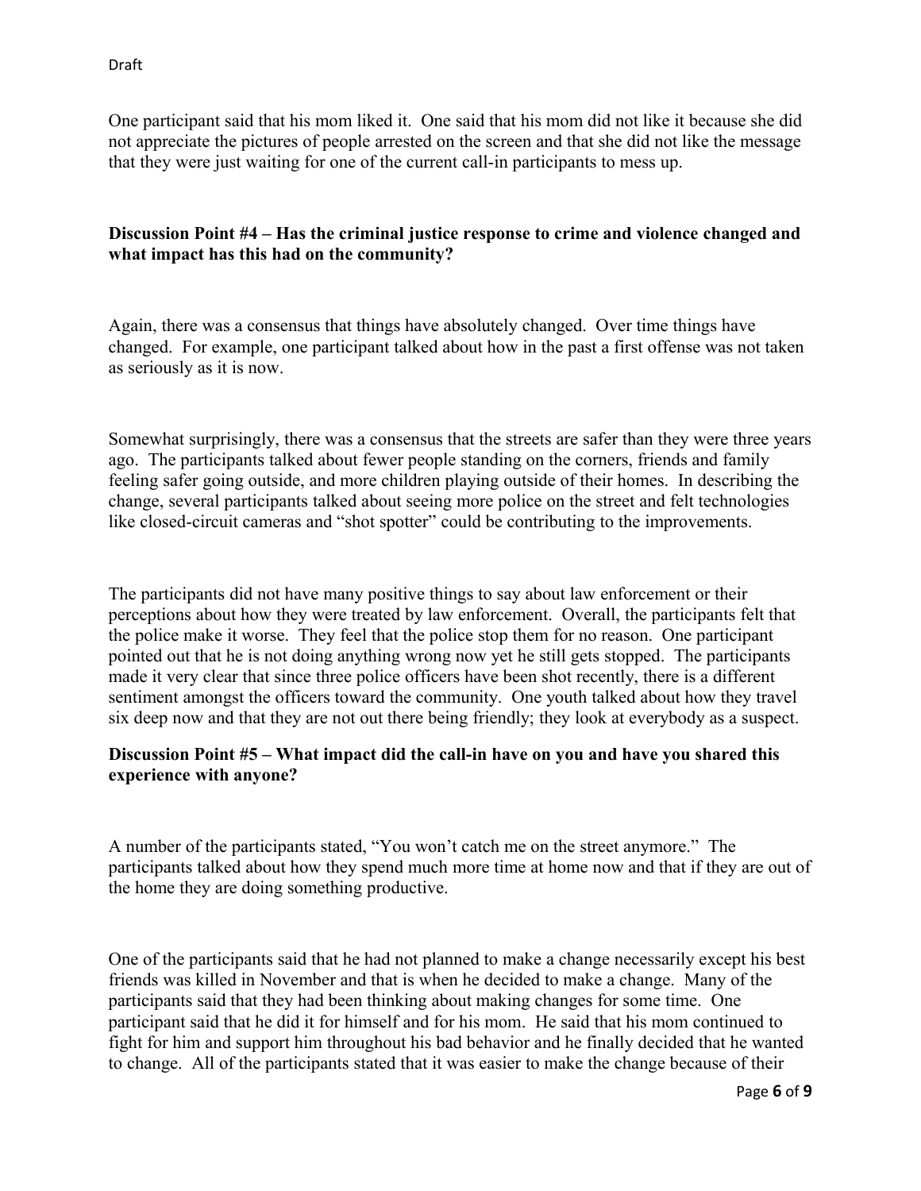One participant said that his mom liked it. One said that his mom did not like it because she did not appreciate the pictures of people arrested on the screen and that she did not like the message that they were just waiting for one of the current call-in participants to mess up.

**Discussion Point #4 – Has the criminal justice response to crime and violence changed and what impact has this had on the community?**

Again, there was a consensus that things have absolutely changed. Over time things have changed. For example, one participant talked about how in the past a first offense was not taken as seriously as it is now.

Somewhat surprisingly, there was a consensus that the streets are safer than they were three years ago. The participants talked about fewer people standing on the corners, friends and family feeling safer going outside, and more children playing outside of their homes. In describing the change, several participants talked about seeing more police on the street and felt technologies like closed-circuit cameras and "shot spotter" could be contributing to the improvements.

The participants did not have many positive things to say about law enforcement or their perceptions about how they were treated by law enforcement. Overall, the participants felt that the police make it worse. They feel that the police stop them for no reason. One participant pointed out that he is not doing anything wrong now yet he still gets stopped. The participants made it very clear that since three police officers have been shot recently, there is a different sentiment amongst the officers toward the community. One youth talked about how they travel six deep now and that they are not out there being friendly; they look at everybody as a suspect.

**Discussion Point #5 – What impact did the call-in have on you and have you shared this experience with anyone?**

A number of the participants stated, "You won't catch me on the street anymore." The participants talked about how they spend much more time at home now and that if they are out of the home they are doing something productive.

One of the participants said that he had not planned to make a change necessarily except his best friends was killed in November and that is when he decided to make a change. Many of the participants said that they had been thinking about making changes for some time. One participant said that he did it for himself and for his mom. He said that his mom continued to fight for him and support him throughout his bad behavior and he finally decided that he wanted to change. All of the participants stated that it was easier to make the change because of their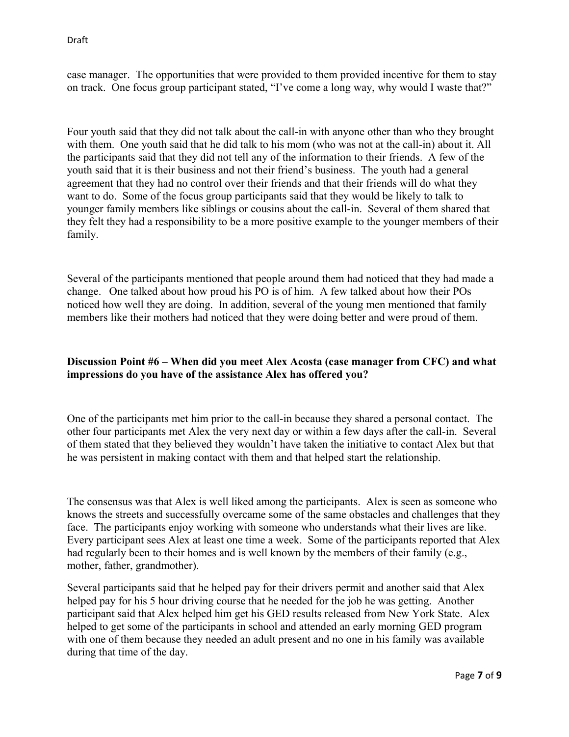case manager. The opportunities that were provided to them provided incentive for them to stay on track. One focus group participant stated, "I've come a long way, why would I waste that?"

Four youth said that they did not talk about the call-in with anyone other than who they brought with them. One youth said that he did talk to his mom (who was not at the call-in) about it. All the participants said that they did not tell any of the information to their friends. A few of the youth said that it is their business and not their friend's business. The youth had a general agreement that they had no control over their friends and that their friends will do what they want to do. Some of the focus group participants said that they would be likely to talk to younger family members like siblings or cousins about the call-in. Several of them shared that they felt they had a responsibility to be a more positive example to the younger members of their family.

Several of the participants mentioned that people around them had noticed that they had made a change. One talked about how proud his PO is of him. A few talked about how their POs noticed how well they are doing. In addition, several of the young men mentioned that family members like their mothers had noticed that they were doing better and were proud of them.

**Discussion Point #6 – When did you meet Alex Acosta (case manager from CFC) and what impressions do you have of the assistance Alex has offered you?**

One of the participants met him prior to the call-in because they shared a personal contact. The other four participants met Alex the very next day or within a few days after the call-in. Several of them stated that they believed they wouldn't have taken the initiative to contact Alex but that he was persistent in making contact with them and that helped start the relationship.

The consensus was that Alex is well liked among the participants. Alex is seen as someone who knows the streets and successfully overcame some of the same obstacles and challenges that they face. The participants enjoy working with someone who understands what their lives are like. Every participant sees Alex at least one time a week. Some of the participants reported that Alex had regularly been to their homes and is well known by the members of their family (e.g., mother, father, grandmother).

Several participants said that he helped pay for their drivers permit and another said that Alex helped pay for his 5 hour driving course that he needed for the job he was getting. Another participant said that Alex helped him get his GED results released from New York State. Alex helped to get some of the participants in school and attended an early morning GED program with one of them because they needed an adult present and no one in his family was available during that time of the day.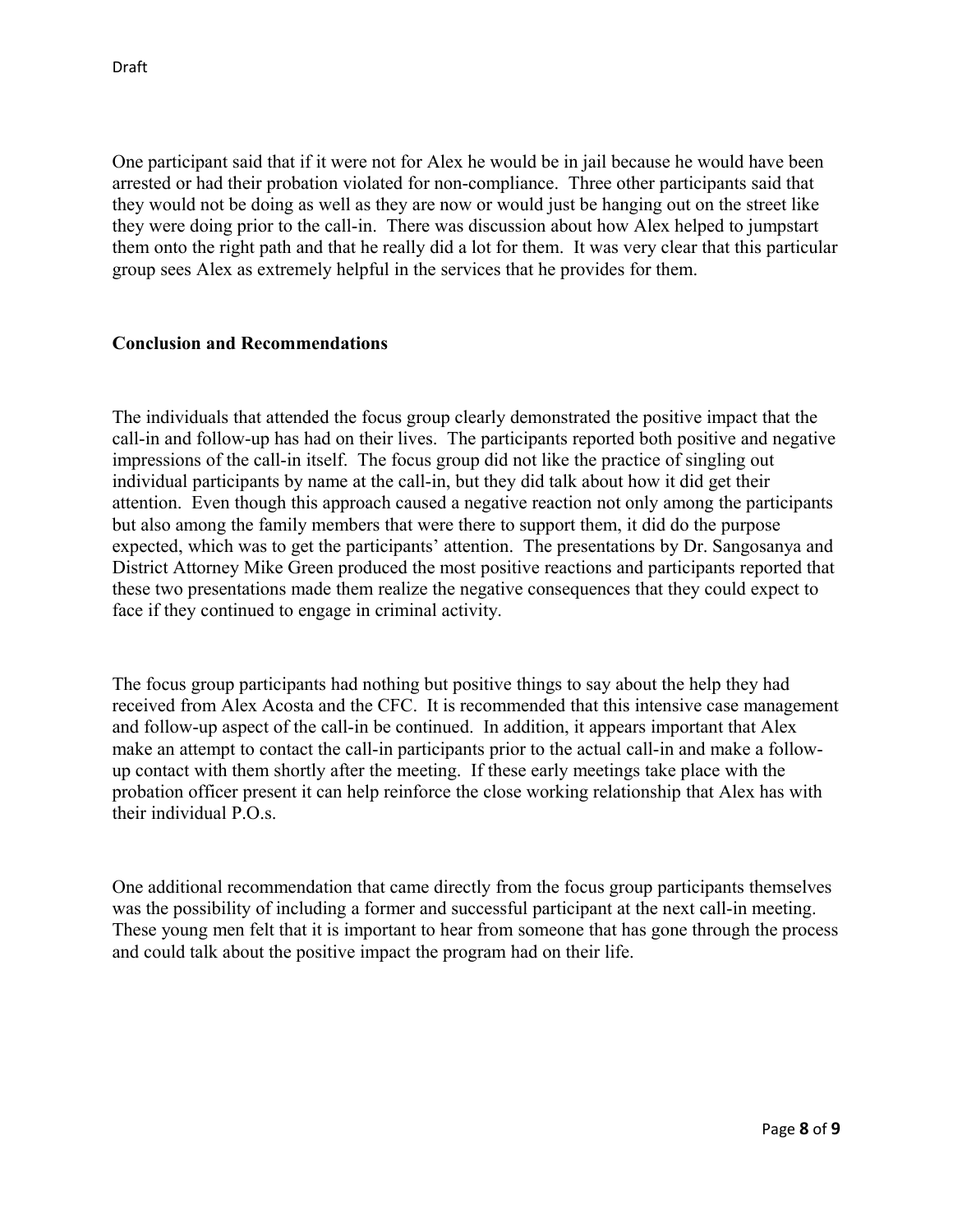One participant said that if it were not for Alex he would be in jail because he would have been arrested or had their probation violated for non-compliance. Three other participants said that they would not be doing as well as they are now or would just be hanging out on the street like they were doing prior to the call-in. There was discussion about how Alex helped to jumpstart them onto the right path and that he really did a lot for them. It was very clear that this particular group sees Alex as extremely helpful in the services that he provides for them.

**Conclusion and Recommendations**

The individuals that attended the focus group clearly demonstrated the positive impact that the call-in and follow-up has had on their lives. The participants reported both positive and negative impressions of the call-in itself. The focus group did not like the practice of singling out individual participants by name at the call-in, but they did talk about how it did get their attention. Even though this approach caused a negative reaction not only among the participants but also among the family members that were there to support them, it did do the purpose expected, which was to get the participants' attention. The presentations by Dr. Sangosanya and District Attorney Mike Green produced the most positive reactions and participants reported that these two presentations made them realize the negative consequences that they could expect to face if they continued to engage in criminal activity.

The focus group participants had nothing but positive things to say about the help they had received from Alex Acosta and the CFC. It is recommended that this intensive case management and follow-up aspect of the call-in be continued. In addition, it appears important that Alex make an attempt to contact the call-in participants prior to the actual call-in and make a follow-up contact with them shortly after the meeting. If these early meetings take place with the probation officer present it can help reinforce the close working relationship that Alex has with their individual P.O.s.

One additional recommendation that came directly from the focus group participants themselves was the possibility of including a former and successful participant at the next call-in meeting. These young men felt that it is important to hear from someone that has gone through the process and could talk about the positive impact the program had on their life.